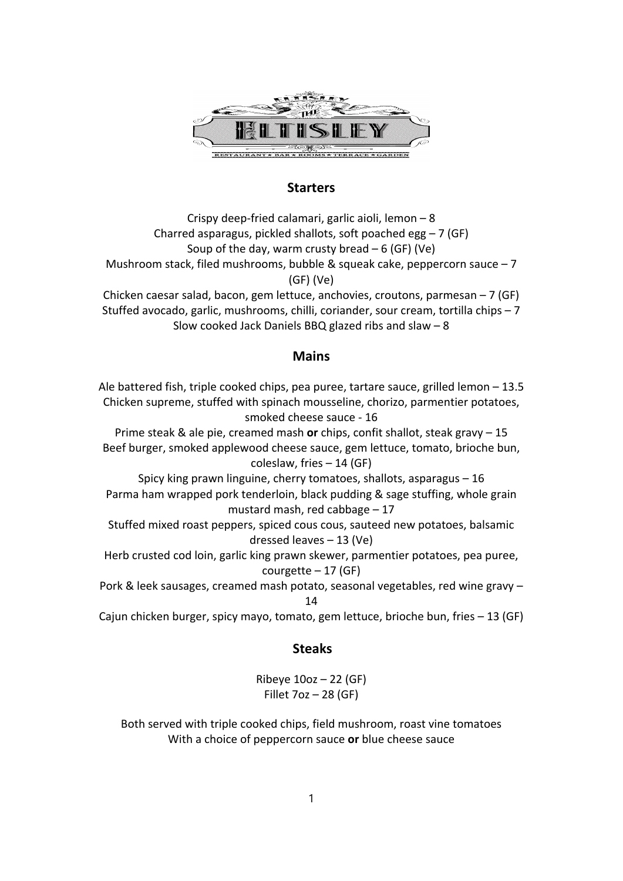ELTISLEY

RESTAURANT ★ BAR ★ ROOMS ★ TERRACE ★ GARDEN

## Starters

Crispy deep-fried calamari, garlic aioli, lemon – 8

Charred asparagus, pickled shallots, soft poached egg – 7 (GF)

Soup of the day, warm crusty bread – 6 (GF) (Ve)

Mushroom stack, filed mushrooms, bubble & squeak cake, peppercorn sauce – 7 (GF) (Ve)

Chicken caesar salad, bacon, gem lettuce, anchovies, croutons, parmesan – 7 (GF)

Stuffed avocado, garlic, mushrooms, chilli, coriander, sour cream, tortilla chips – 7

Slow cooked Jack Daniels BBQ glazed ribs and slaw – 8

## Mains

Ale battered fish, triple cooked chips, pea puree, tartare sauce, grilled lemon – 13.5

Chicken supreme, stuffed with spinach mousseline, chorizo, parmentier potatoes, smoked cheese sauce - 16

Prime steak & ale pie, creamed mash **or** chips, confit shallot, steak gravy – 15

Beef burger, smoked applewood cheese sauce, gem lettuce, tomato, brioche bun, coleslaw, fries – 14 (GF)

Spicy king prawn linguine, cherry tomatoes, shallots, asparagus – 16

Parma ham wrapped pork tenderloin, black pudding & sage stuffing, whole grain mustard mash, red cabbage – 17

Stuffed mixed roast peppers, spiced cous cous, sauteed new potatoes, balsamic dressed leaves – 13 (Ve)

Herb crusted cod loin, garlic king prawn skewer, parmentier potatoes, pea puree, courgette – 17 (GF)

Pork & leek sausages, creamed mash potato, seasonal vegetables, red wine gravy – 14

Cajun chicken burger, spicy mayo, tomato, gem lettuce, brioche bun, fries – 13 (GF)

## Steaks

Ribeye 10oz – 22 (GF)

Fillet 7oz – 28 (GF)

Both served with triple cooked chips, field mushroom, roast vine tomatoes

With a choice of peppercorn sauce **or** blue cheese sauce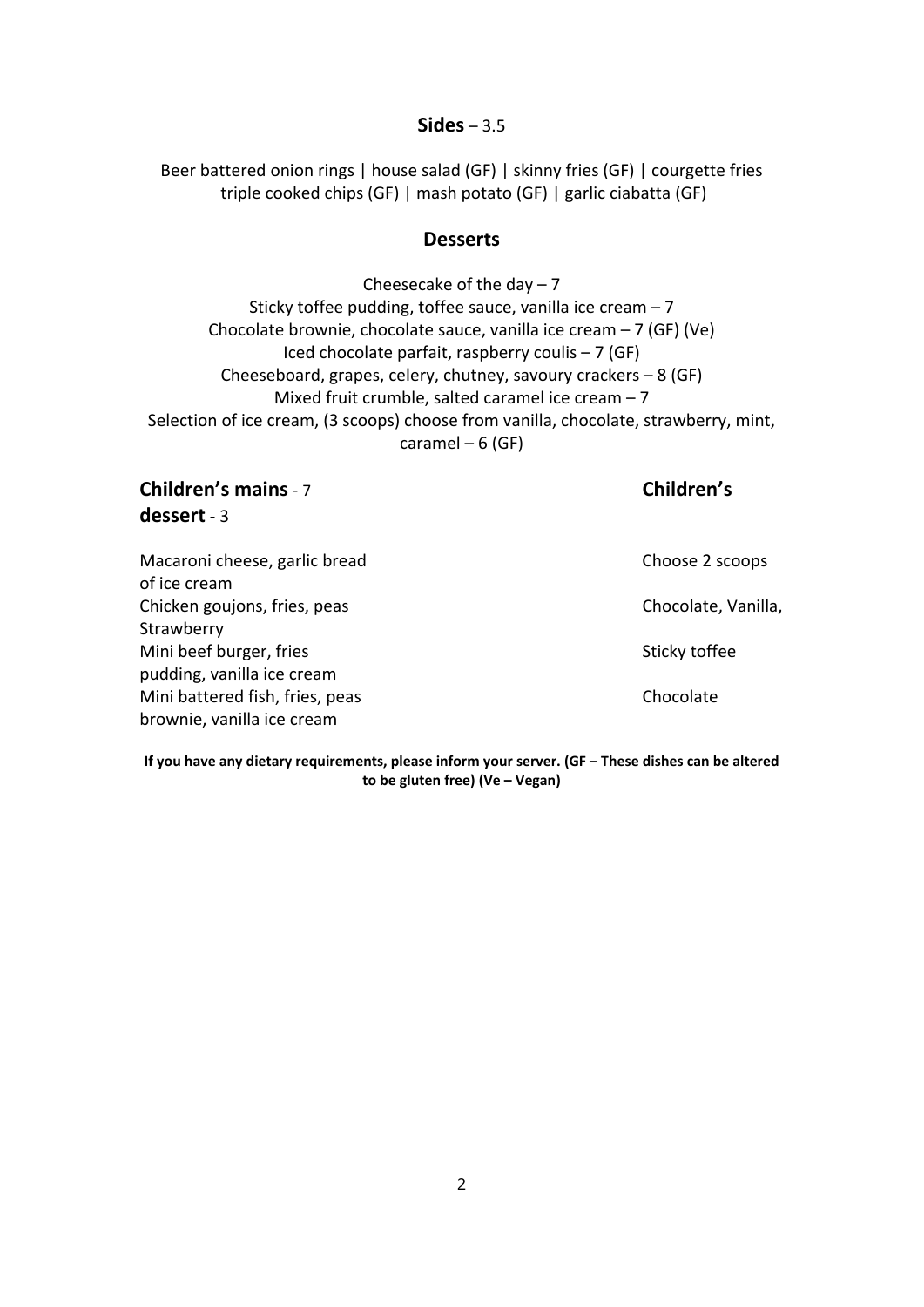## **Sides** – 3.5

Beer battered onion rings | house salad (GF) | skinny fries (GF) | courgette fries
triple cooked chips (GF) | mash potato (GF) | garlic ciabatta (GF)

## **Desserts**

Cheesecake of the day – 7
Sticky toffee pudding, toffee sauce, vanilla ice cream – 7
Chocolate brownie, chocolate sauce, vanilla ice cream – 7 (GF) (Ve)
Iced chocolate parfait, raspberry coulis – 7 (GF)
Cheeseboard, grapes, celery, chutney, savoury crackers – 8 (GF)
Mixed fruit crumble, salted caramel ice cream – 7
Selection of ice cream, (3 scoops) choose from vanilla, chocolate, strawberry, mint, caramel – 6 (GF)

## **Children's mains** - 7

Macaroni cheese, garlic bread
Chicken goujons, fries, peas
Mini beef burger, fries
Mini battered fish, fries, peas

## **Children's dessert** - 3

Choose 2 scoops of ice cream
Chocolate, Vanilla, Strawberry
Sticky toffee pudding, vanilla ice cream
Chocolate brownie, vanilla ice cream

**If you have any dietary requirements, please inform your server. (GF – These dishes can be altered to be gluten free) (Ve – Vegan)**